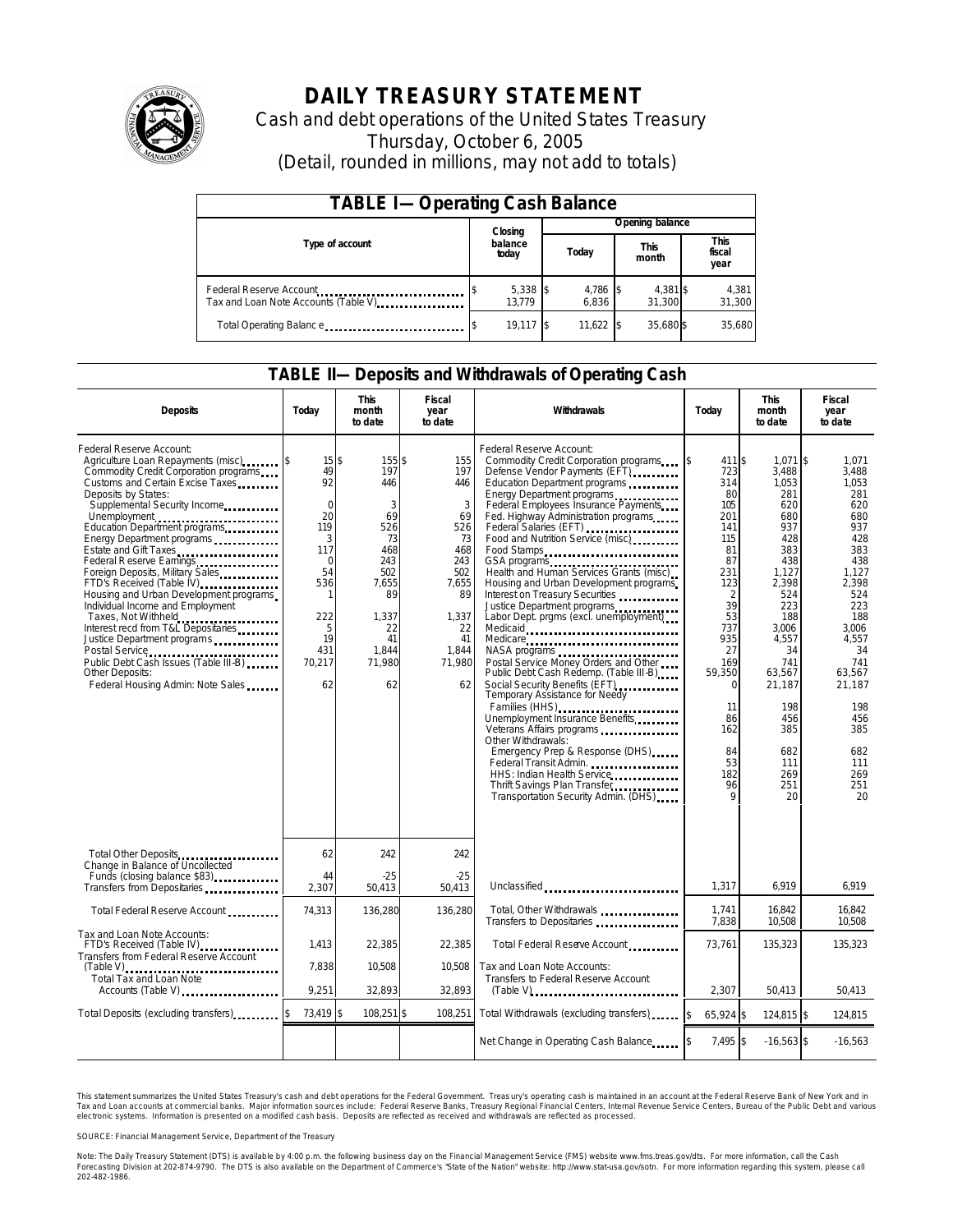# DAILY TREASURY STATEMENT

Cash and debt operations of the United States Treasury

Thursday, October 6, 2005

(Detail, rounded in millions, may not add to totals)

## TABLE I—Operating Cash Balance

| Type of account | Closing balance today | Opening balance Today | Opening balance This month | Opening balance This fiscal year |
|---|---|---|---|---|
| Federal Reserve Account | $ 5,338 | $ 4,786 | $ 4,381 | $ 4,381 |
| Tax and Loan Note Accounts (Table V) | 13,779 | 6,836 | 31,300 | 31,300 |
| Total Operating Balance | $ 19,117 | $ 11,622 | $ 35,680 | $ 35,680 |

## TABLE II—Deposits and Withdrawals of Operating Cash

| Deposits | Today | This month to date | Fiscal year to date | Withdrawals | Today | This month to date | Fiscal year to date |
|---|---|---|---|---|---|---|---|
| Federal Reserve Account: | | | | Federal Reserve Account: | | | |
| Agriculture Loan Repayments (misc) | $ 15 | $ 155 | $ 155 | Commodity Credit Corporation programs | $ 411 | $ 1,071 | $ 1,071 |
| Commodity Credit Corporation programs | 49 | 197 | 197 | Defense Vendor Payments (EFT) | 723 | 3,488 | 3,488 |
| Customs and Certain Excise Taxes | 92 | 446 | 446 | Education Department programs | 314 | 1,053 | 1,053 |
| Deposits by States: | | | | Energy Department programs | 80 | 281 | 281 |
| Supplemental Security Income | 0 | 3 | 3 | Federal Employees Insurance Payments | 105 | 620 | 620 |
| Unemployment | 20 | 69 | 69 | Fed. Highway Administration programs | 201 | 680 | 680 |
| Education Department programs | 119 | 526 | 526 | Federal Salaries (EFT) | 141 | 937 | 937 |
| Energy Department programs | 3 | 73 | 73 | Food and Nutrition Service (misc) | 115 | 428 | 428 |
| Estate and Gift Taxes | 117 | 468 | 468 | Food Stamps | 81 | 383 | 383 |
| Federal Reserve Earnings | 0 | 243 | 243 | GSA programs | 87 | 438 | 438 |
| Foreign Deposits, Military Sales | 54 | 502 | 502 | Health and Human Services Grants (misc) | 231 | 1,127 | 1,127 |
| FTD's Received (Table IV) | 536 | 7,655 | 7,655 | Housing and Urban Development programs | 123 | 2,398 | 2,398 |
| Housing and Urban Development programs | 1 | 89 | 89 | Interest on Treasury Securities | 2 | 524 | 524 |
| Individual Income and Employment Taxes, Not Withheld | 222 | 1,337 | 1,337 | Justice Department programs | 39 | 223 | 223 |
| Interest recd from T&L Depositaries | 5 | 22 | 22 | Labor Dept. prgms (excl. unemployment) | 53 | 188 | 188 |
| Justice Department programs | 19 | 41 | 41 | Medicaid | 737 | 3,006 | 3,006 |
| Postal Service | 431 | 1,844 | 1,844 | Medicare | 935 | 4,557 | 4,557 |
| Public Debt Cash Issues (Table III-B) | 70,217 | 71,980 | 71,980 | NASA programs | 27 | 34 | 34 |
| Other Deposits: | | | | Postal Service Money Orders and Other | 169 | 741 | 741 |
| Federal Housing Admin: Note Sales | 62 | 62 | 62 | Public Debt Cash Redemp. (Table III-B) | 59,350 | 63,567 | 63,567 |
| | | | | Social Security Benefits (EFT) | 0 | 21,187 | 21,187 |
| | | | | Temporary Assistance for Needy Families (HHS) | 11 | 198 | 198 |
| | | | | Unemployment Insurance Benefits | 86 | 456 | 456 |
| | | | | Veterans Affairs programs | 162 | 385 | 385 |
| | | | | Other Withdrawals: | | | |
| | | | | Emergency Prep & Response (DHS) | 84 | 682 | 682 |
| | | | | Federal Transit Admin. | 53 | 111 | 111 |
| | | | | HHS: Indian Health Service | 182 | 269 | 269 |
| | | | | Thrift Savings Plan Transfer | 96 | 251 | 251 |
| | | | | Transportation Security Admin. (DHS) | 9 | 20 | 20 |
| Total Other Deposits | 62 | 242 | 242 | | | | |
| Change in Balance of Uncollected Funds (closing balance $83) | 44 | -25 | -25 | | | | |
| Transfers from Depositaries | 2,307 | 50,413 | 50,413 | Unclassified | 1,317 | 6,919 | 6,919 |
| Total Federal Reserve Account | 74,313 | 136,280 | 136,280 | Total, Other Withdrawals | 1,741 | 16,842 | 16,842 |
| | | | | Transfers to Depositaries | 7,838 | 10,508 | 10,508 |
| Tax and Loan Note Accounts: | | | | Total Federal Reserve Account | 73,761 | 135,323 | 135,323 |
| FTD's Received (Table IV) | 1,413 | 22,385 | 22,385 | | | | |
| Transfers from Federal Reserve Account (Table V) | 7,838 | 10,508 | 10,508 | Tax and Loan Note Accounts: | | | |
| Total Tax and Loan Note Accounts (Table V) | 9,251 | 32,893 | 32,893 | Transfers to Federal Reserve Account (Table V) | 2,307 | 50,413 | 50,413 |
| Total Deposits (excluding transfers) | $ 73,419 | $ 108,251 | $ 108,251 | Total Withdrawals (excluding transfers) | $ 65,924 | $ 124,815 | $ 124,815 |
| | | | | Net Change in Operating Cash Balance | $ 7,495 | $ -16,563 | $ -16,563 |

This statement summarizes the United States Treasury's cash and debt operations for the Federal Government. Treasury's operating cash is maintained in an account at the Federal Reserve Bank of New York and in Tax and Loan accounts at commercial banks. Major information sources include: Federal Reserve Banks, Treasury Regional Financial Centers, Internal Revenue Service Centers, Bureau of the Public Debt and various electronic systems. Information is presented on a modified cash basis. Deposits are reflected as received and withdrawals are reflected as processed.

SOURCE: Financial Management Service, Department of the Treasury

Note: The Daily Treasury Statement (DTS) is available by 4:00 p.m. the following business day on the Financial Management Service (FMS) website www.fms.treas.gov/dts. For more information, call the Cash Forecasting Division at 202-874-9790. The DTS is also available on the Department of Commerce's "State of the Nation" website: http://www.stat-usa.gov/sotn. For more information regarding this system, please call 202-482-1986.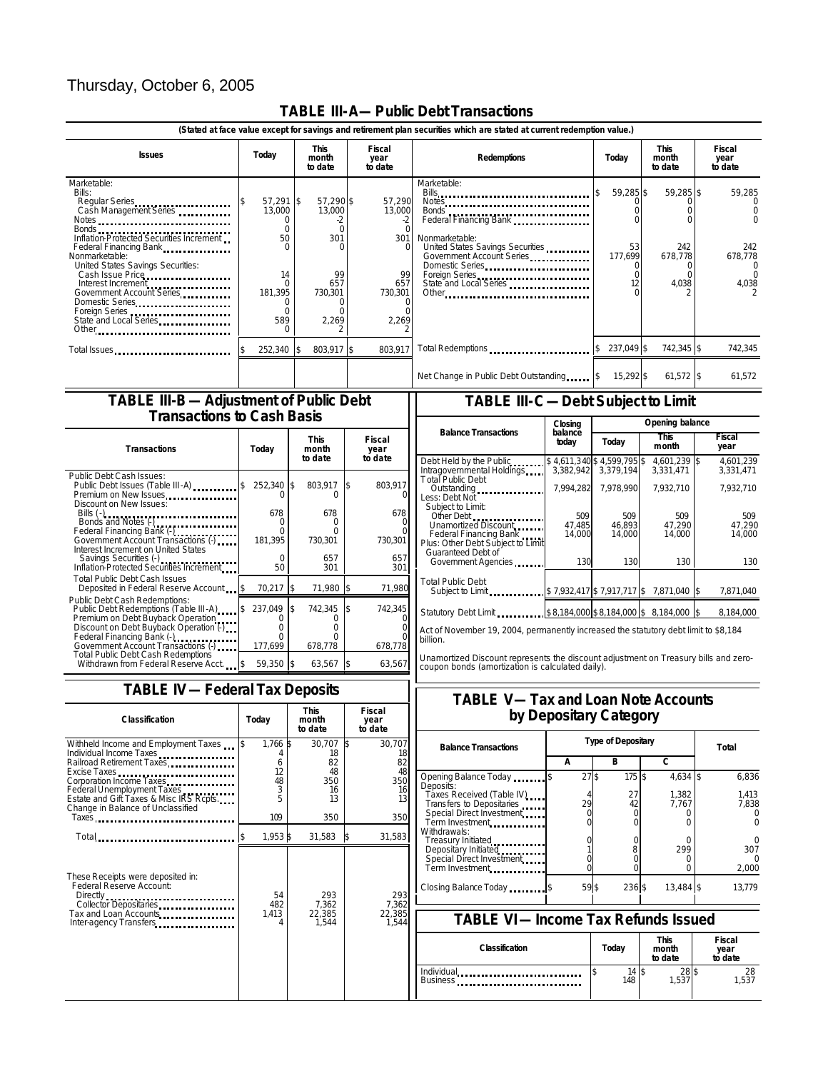Thursday, October 6, 2005

## TABLE III-A — Public Debt Transactions

(Stated at face value except for savings and retirement plan securities which are stated at current redemption value.)

| Issues | Today | This month to date | Fiscal year to date | Redemptions | Today | This month to date | Fiscal year to date |
|---|---|---|---|---|---|---|---|
| Marketable: | | | | Marketable: | | | |
| Bills: | | | | Bills | $ 59,285 | $ 59,285 | $ 59,285 |
| Regular Series | $ 57,291 | $ 57,290 | $ 57,290 | Notes | 0 | 0 | 0 |
| Cash Management Series | 13,000 | 13,000 | 13,000 | Bonds | 0 | 0 | 0 |
| Notes | 0 | -2 | -2 | Federal Financing Bank | 0 | 0 | 0 |
| Bonds | 0 | 0 | 0 | | | | |
| Inflation-Protected Securities Increment | 50 | 301 | 301 | Nonmarketable: | | | |
| Federal Financing Bank | 0 | 0 | 0 | United States Savings Securities | 53 | 242 | 242 |
| Nonmarketable: | | | | Government Account Series | 177,699 | 678,778 | 678,778 |
| United States Savings Securities: | | | | Domestic Series | 0 | 0 | 0 |
| Cash Issue Price | 14 | 99 | 99 | Foreign Series | 0 | 0 | 0 |
| Interest Increment | 0 | 657 | 657 | State and Local Series | 12 | 4,038 | 4,038 |
| Government Account Series | 181,395 | 730,301 | 730,301 | Other | 0 | 2 | 2 |
| Domestic Series | 0 | 0 | 0 | | | | |
| Foreign Series | 0 | 0 | 0 | | | | |
| State and Local Series | 589 | 2,269 | 2,269 | | | | |
| Other | 0 | 2 | 2 | | | | |
| Total Issues | $ 252,340 | $ 803,917 | $ 803,917 | Total Redemptions | $ 237,049 | $ 742,345 | $ 742,345 |
| | | | | Net Change in Public Debt Outstanding | $ 15,292 | $ 61,572 | $ 61,572 |

## TABLE III-B — Adjustment of Public Debt Transactions to Cash Basis

| Transactions | Today | This month to date | Fiscal year to date |
|---|---|---|---|
| Public Debt Cash Issues: | | | |
| Public Debt Issues (Table III-A) | $ 252,340 | $ 803,917 | $ 803,917 |
| Premium on New Issues | 0 | 0 | 0 |
| Discount on New Issues: | | | |
| Bills (-) | 678 | 678 | 678 |
| Bonds and Notes (-) | 0 | 0 | 0 |
| Federal Financing Bank (-) | 0 | 0 | 0 |
| Government Account Transactions (-) | 181,395 | 730,301 | 730,301 |
| Interest Increment on United States Savings Securities (-) | 0 | 657 | 657 |
| Inflation-Protected Securities Increment | 50 | 301 | 301 |
| Total Public Debt Cash Issues Deposited in Federal Reserve Account | $ 70,217 | $ 71,980 | $ 71,980 |
| Public Debt Cash Redemptions: | | | |
| Public Debt Redemptions (Table III-A) | $ 237,049 | $ 742,345 | $ 742,345 |
| Premium on Debt Buyback Operation | 0 | 0 | 0 |
| Discount on Debt Buyback Operation (-) | 0 | 0 | 0 |
| Federal Financing Bank (-) | 0 | 0 | 0 |
| Government Account Transactions (-) | 177,699 | 678,778 | 678,778 |
| Total Public Debt Cash Redemptions Withdrawn from Federal Reserve Acct. | $ 59,350 | $ 63,567 | $ 63,567 |

## TABLE III-C — Debt Subject to Limit

| Balance Transactions | Closing balance today | Opening balance Today | Opening balance This month | Opening balance Fiscal year |
|---|---|---|---|---|
| Debt Held by the Public | $ 4,611,340 | $ 4,599,795 | $ 4,601,239 | $ 4,601,239 |
| Intragovernmental Holdings | 3,382,942 | 3,379,194 | 3,331,471 | 3,331,471 |
| Total Public Debt Outstanding | 7,994,282 | 7,978,990 | 7,932,710 | 7,932,710 |
| Less: Debt Not Subject to Limit: | | | | |
| Other Debt | 509 | 509 | 509 | 509 |
| Unamortized Discount | 47,485 | 46,893 | 47,290 | 47,290 |
| Federal Financing Bank | 14,000 | 14,000 | 14,000 | 14,000 |
| Plus: Other Debt Subject to Limit | | | | |
| Guaranteed Debt of Government Agencies | 130 | 130 | 130 | 130 |
| Total Public Debt Subject to Limit | $ 7,932,417 | $ 7,917,717 | $ 7,871,040 | $ 7,871,040 |
| Statutory Debt Limit | $ 8,184,000 | $ 8,184,000 | $ 8,184,000 | $ 8,184,000 |

Act of November 19, 2004, permanently increased the statutory debt limit to $8,184 billion.

Unamortized Discount represents the discount adjustment on Treasury bills and zero-coupon bonds (amortization is calculated daily).

## TABLE IV — Federal Tax Deposits

| Classification | Today | This month to date | Fiscal year to date |
|---|---|---|---|
| Withheld Income and Employment Taxes | $ 1,766 | $ 30,707 | $ 30,707 |
| Individual Income Taxes | 4 | 18 | 18 |
| Railroad Retirement Taxes | 6 | 82 | 82 |
| Excise Taxes | 12 | 48 | 48 |
| Corporation Income Taxes | 48 | 350 | 350 |
| Federal Unemployment Taxes | 3 | 16 | 16 |
| Estate and Gift Taxes & Misc IRS Rcpts. | 5 | 13 | 13 |
| Change in Balance of Unclassified Taxes | 109 | 350 | 350 |
| Total | $ 1,953 | $ 31,583 | $ 31,583 |
| These Receipts were deposited in: | | | |
| Federal Reserve Account: | | | |
| Directly | 54 | 293 | 293 |
| Collector Depositaries | 482 | 7,362 | 7,362 |
| Tax and Loan Accounts | 1,413 | 22,385 | 22,385 |
| Inter-agency Transfers | 4 | 1,544 | 1,544 |

## TABLE V — Tax and Loan Note Accounts by Depositary Category

| Balance Transactions | Type of Depositary A | B | C | Total |
|---|---|---|---|---|
| Opening Balance Today | $ 27 | $ 175 | $ 4,634 | $ 6,836 |
| Deposits: | | | | |
| Taxes Received (Table IV) | 4 | 27 | 1,382 | 1,413 |
| Transfers to Depositaries | 29 | 42 | 7,767 | 7,838 |
| Special Direct Investment | 0 | 0 | 0 | 0 |
| Term Investment | 0 | 0 | 0 | 0 |
| Withdrawals: | | | | |
| Treasury Initiated | 0 | 0 | 0 | 0 |
| Depositary Initiated | 1 | 8 | 299 | 307 |
| Special Direct Investment | 0 | 0 | 0 | 0 |
| Term Investment | 0 | 0 | 0 | 2,000 |
| Closing Balance Today | $ 59 | $ 236 | $ 13,484 | $ 13,779 |

## TABLE VI — Income Tax Refunds Issued

| Classification | Today | This month to date | Fiscal year to date |
|---|---|---|---|
| Individual | $ 14 | $ 28 | $ 28 |
| Business | 148 | 1,537 | 1,537 |